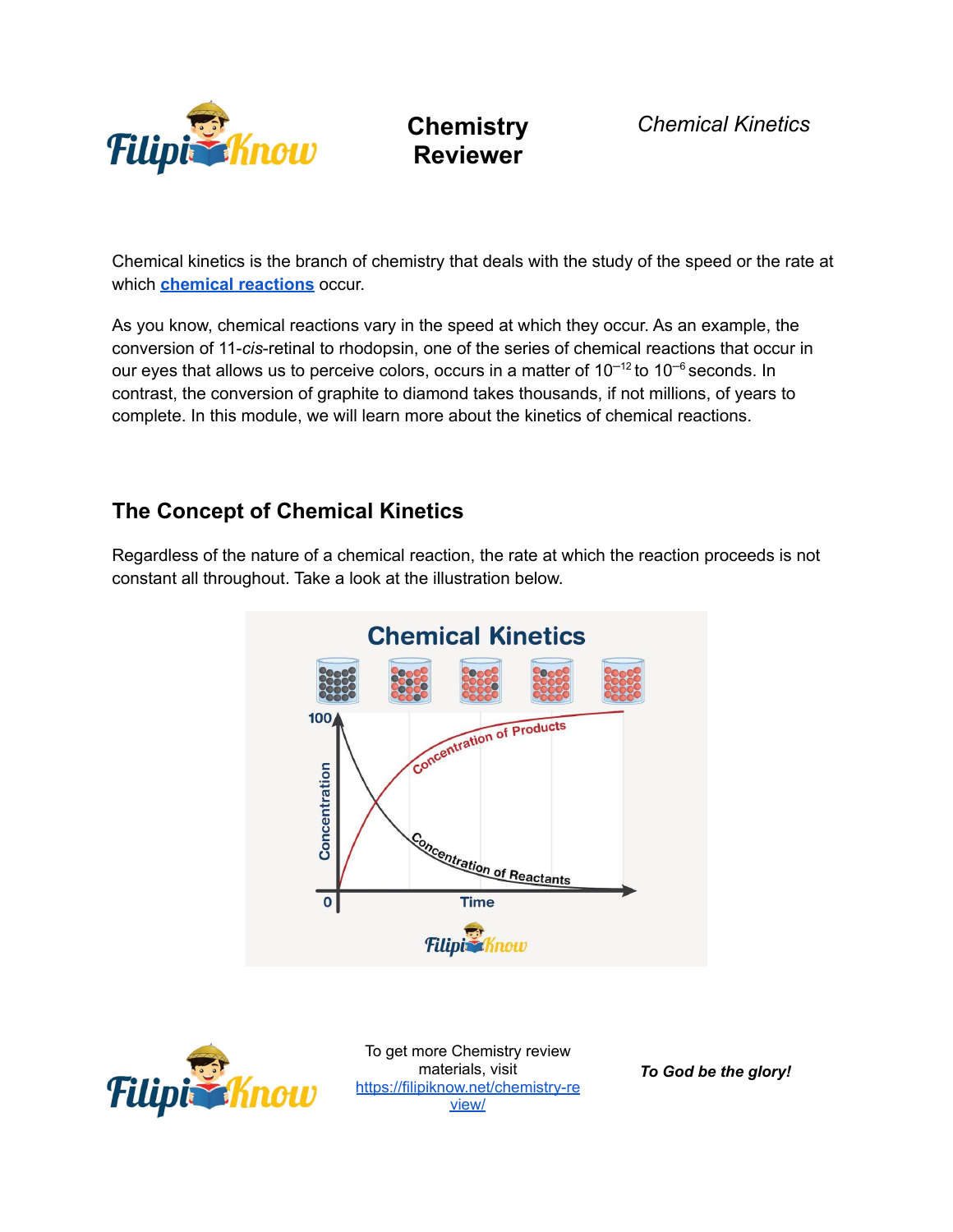Chemical kinetics is the branch of chemistry that deals with the study of the speed or the rate at which **chemical reactions** occur.

As you know, chemical reactions vary in the speed at which they occur. As an example, the conversion of 11-*cis*-retinal to rhodopsin, one of the series of chemical reactions that occur in our eyes that allows us to perceive colors, occurs in a matter of $10^{-12}$ to $10^{-6}$ seconds. In contrast, the conversion of graphite to diamond takes thousands, if not millions, of years to complete. In this module, we will learn more about the kinetics of chemical reactions.

## The Concept of Chemical Kinetics

Regardless of the nature of a chemical reaction, the rate at which the reaction proceeds is not constant all throughout. Take a look at the illustration below.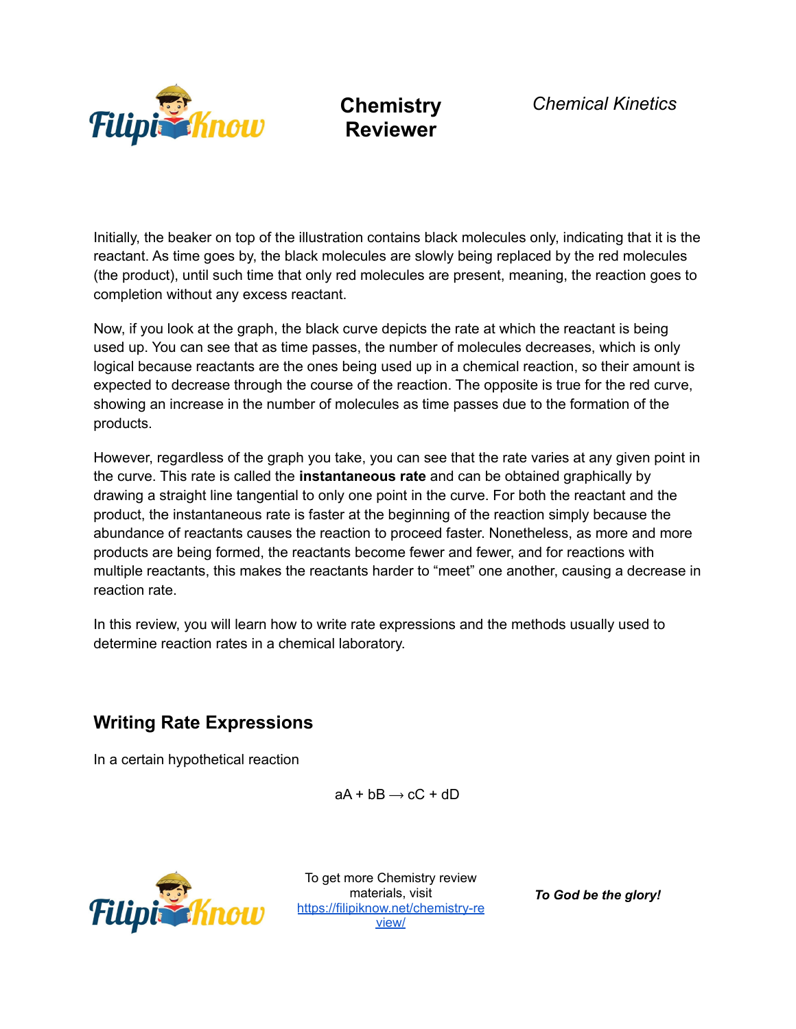Initially, the beaker on top of the illustration contains black molecules only, indicating that it is the reactant. As time goes by, the black molecules are slowly being replaced by the red molecules (the product), until such time that only red molecules are present, meaning, the reaction goes to completion without any excess reactant.

Now, if you look at the graph, the black curve depicts the rate at which the reactant is being used up. You can see that as time passes, the number of molecules decreases, which is only logical because reactants are the ones being used up in a chemical reaction, so their amount is expected to decrease through the course of the reaction. The opposite is true for the red curve, showing an increase in the number of molecules as time passes due to the formation of the products.

However, regardless of the graph you take, you can see that the rate varies at any given point in the curve. This rate is called the **instantaneous rate** and can be obtained graphically by drawing a straight line tangential to only one point in the curve. For both the reactant and the product, the instantaneous rate is faster at the beginning of the reaction simply because the abundance of reactants causes the reaction to proceed faster. Nonetheless, as more and more products are being formed, the reactants become fewer and fewer, and for reactions with multiple reactants, this makes the reactants harder to “meet” one another, causing a decrease in reaction rate.

In this review, you will learn how to write rate expressions and the methods usually used to determine reaction rates in a chemical laboratory.

## Writing Rate Expressions

In a certain hypothetical reaction

$$aA + bB \longrightarrow cC + dD$$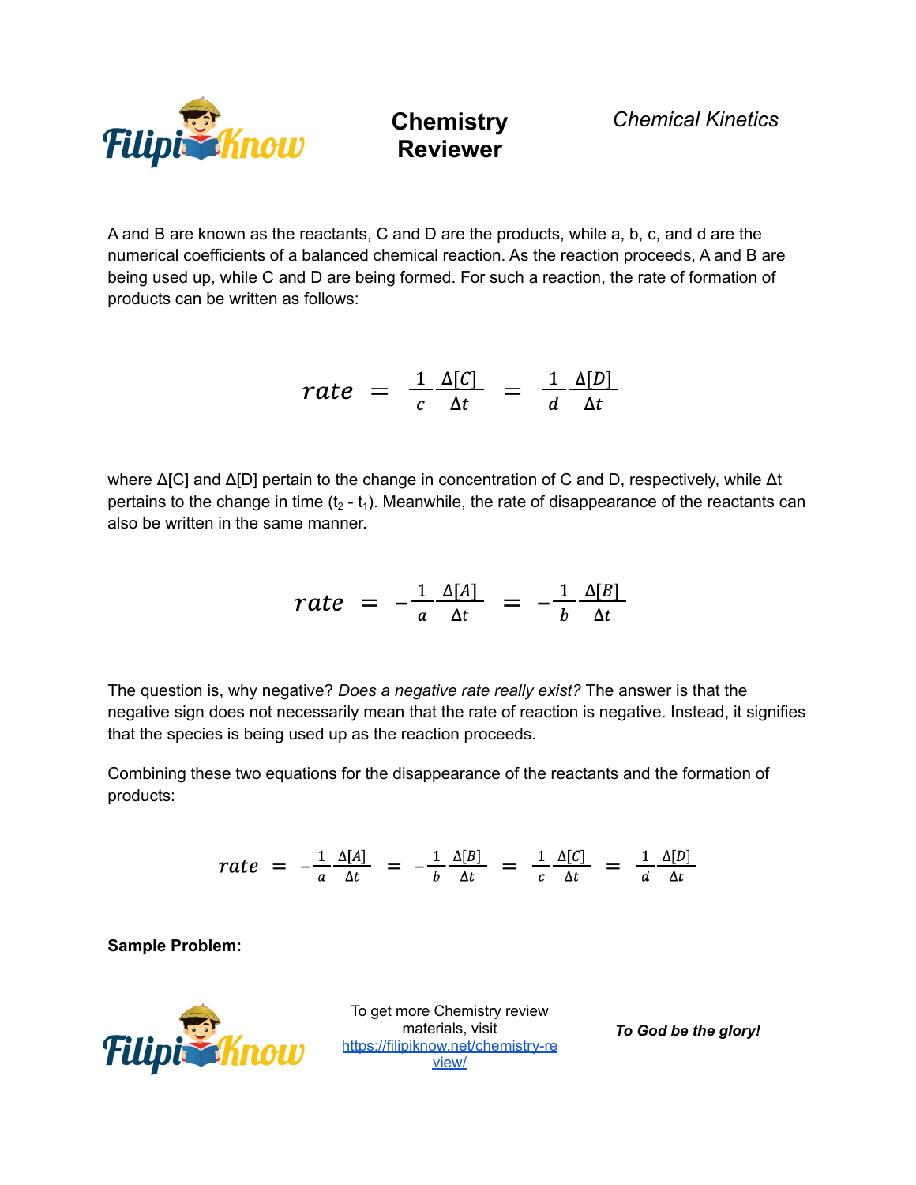A and B are known as the reactants, C and D are the products, while a, b, c, and d are the numerical coefficients of a balanced chemical reaction. As the reaction proceeds, A and B are being used up, while C and D are being formed. For such a reaction, the rate of formation of products can be written as follows:

$$rate = \frac{1}{c}\frac{\Delta[C]}{\Delta t} = \frac{1}{d}\frac{\Delta[D]}{\Delta t}$$

where Δ[C] and Δ[D] pertain to the change in concentration of C and D, respectively, while Δt pertains to the change in time ($t_2$ - $t_1$). Meanwhile, the rate of disappearance of the reactants can also be written in the same manner.

$$rate = -\frac{1}{a}\frac{\Delta[A]}{\Delta t} = -\frac{1}{b}\frac{\Delta[B]}{\Delta t}$$

The question is, why negative? *Does a negative rate really exist?* The answer is that the negative sign does not necessarily mean that the rate of reaction is negative. Instead, it signifies that the species is being used up as the reaction proceeds.

Combining these two equations for the disappearance of the reactants and the formation of products:

$$rate = -\frac{1}{a}\frac{\Delta[A]}{\Delta t} = -\frac{1}{b}\frac{\Delta[B]}{\Delta t} = \frac{1}{c}\frac{\Delta[C]}{\Delta t} = \frac{1}{d}\frac{\Delta[D]}{\Delta t}$$

**Sample Problem:**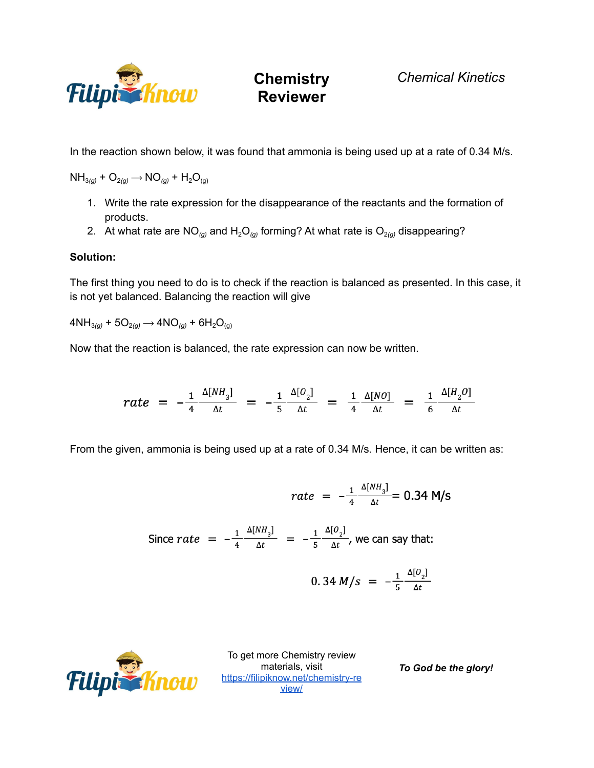In the reaction shown below, it was found that ammonia is being used up at a rate of 0.34 M/s.

$NH_{3(g)} + O_{2(g)} \longrightarrow NO_{(g)} + H_2O_{(g)}$

1. Write the rate expression for the disappearance of the reactants and the formation of products.
2. At what rate are $NO_{(g)}$ and $H_2O_{(g)}$ forming? At what rate is $O_{2(g)}$ disappearing?

**Solution:**

The first thing you need to do is to check if the reaction is balanced as presented. In this case, it is not yet balanced. Balancing the reaction will give

$4NH_{3(g)} + 5O_{2(g)} \longrightarrow 4NO_{(g)} + 6H_2O_{(g)}$

Now that the reaction is balanced, the rate expression can now be written.

$$rate = -\frac{1}{4}\frac{\Delta[NH_3]}{\Delta t} = -\frac{1}{5}\frac{\Delta[O_2]}{\Delta t} = \frac{1}{4}\frac{\Delta[NO]}{\Delta t} = \frac{1}{6}\frac{\Delta[H_2O]}{\Delta t}$$

From the given, ammonia is being used up at a rate of 0.34 M/s. Hence, it can be written as:

$$rate = -\frac{1}{4}\frac{\Delta[NH_3]}{\Delta t} = 0.34\ M/s$$

Since $rate = -\frac{1}{4}\frac{\Delta[NH_3]}{\Delta t} = -\frac{1}{5}\frac{\Delta[O_2]}{\Delta t}$, we can say that:

$$0.34\ M/s = -\frac{1}{5}\frac{\Delta[O_2]}{\Delta t}$$

To get more Chemistry review materials, visit https://filipiknow.net/chemistry-review/

***To God be the glory!***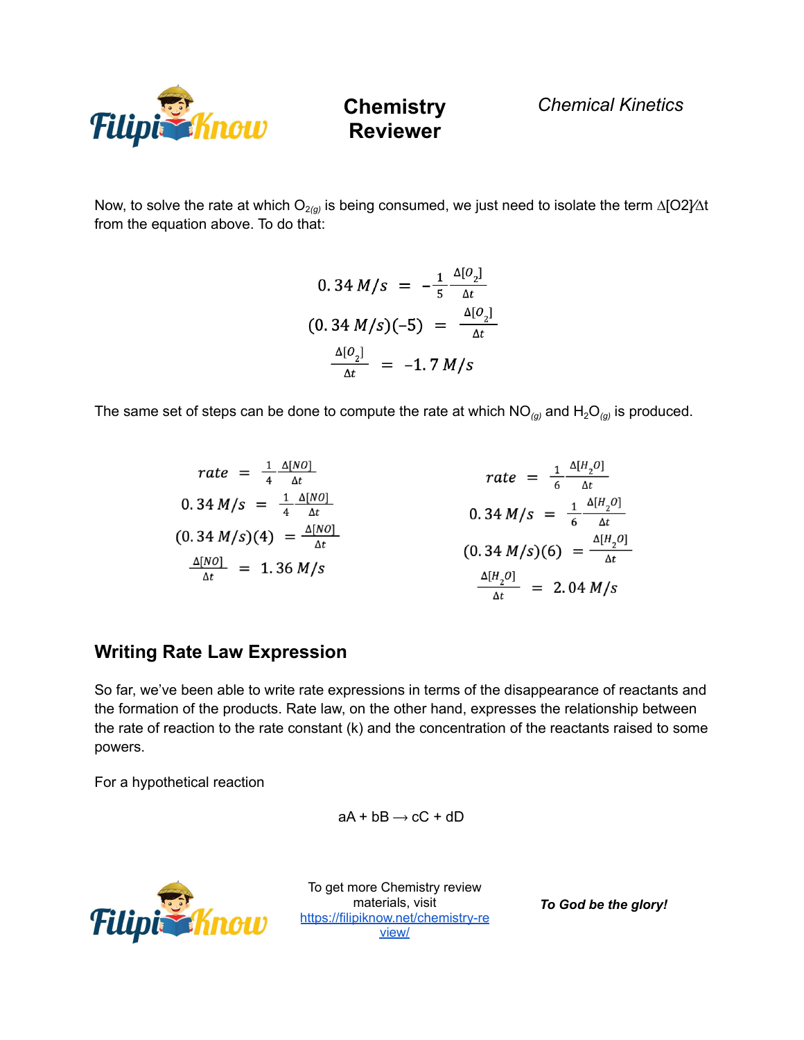Now, to solve the rate at which $O_{2(g)}$ is being consumed, we just need to isolate the term $\Delta[O2]/\Delta t$ from the equation above. To do that:

$$0.34\ M/s = -\frac{1}{5}\frac{\Delta[O_2]}{\Delta t}$$

$$(0.34\ M/s)(-5) = \frac{\Delta[O_2]}{\Delta t}$$

$$\frac{\Delta[O_2]}{\Delta t} = -1.7\ M/s$$

The same set of steps can be done to compute the rate at which $NO_{(g)}$ and $H_2O_{(g)}$ is produced.

$$rate = \frac{1}{4}\frac{\Delta[NO]}{\Delta t}$$

$$0.34\ M/s = \frac{1}{4}\frac{\Delta[NO]}{\Delta t}$$

$$(0.34\ M/s)(4) = \frac{\Delta[NO]}{\Delta t}$$

$$\frac{\Delta[NO]}{\Delta t} = 1.36\ M/s$$

$$rate = \frac{1}{6}\frac{\Delta[H_2O]}{\Delta t}$$

$$0.34\ M/s = \frac{1}{6}\frac{\Delta[H_2O]}{\Delta t}$$

$$(0.34\ M/s)(6) = \frac{\Delta[H_2O]}{\Delta t}$$

$$\frac{\Delta[H_2O]}{\Delta t} = 2.04\ M/s$$

## Writing Rate Law Expression

So far, we've been able to write rate expressions in terms of the disappearance of reactants and the formation of the products. Rate law, on the other hand, expresses the relationship between the rate of reaction to the rate constant (k) and the concentration of the reactants raised to some powers.

For a hypothetical reaction

$$aA + bB \longrightarrow cC + dD$$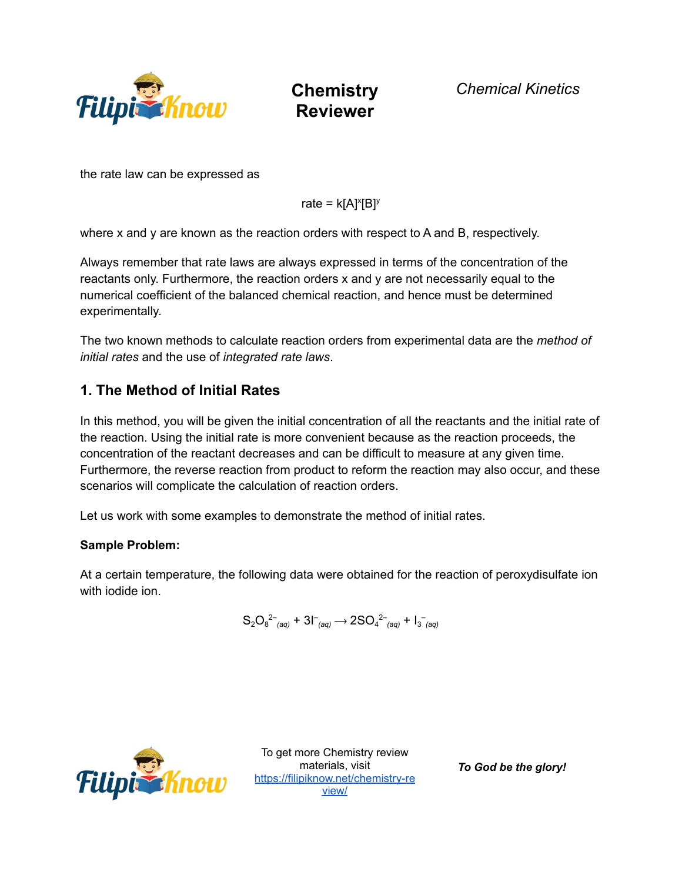the rate law can be expressed as

$$\text{rate} = k[A]^x[B]^y$$

where x and y are known as the reaction orders with respect to A and B, respectively.

Always remember that rate laws are always expressed in terms of the concentration of the reactants only. Furthermore, the reaction orders x and y are not necessarily equal to the numerical coefficient of the balanced chemical reaction, and hence must be determined experimentally.

The two known methods to calculate reaction orders from experimental data are the *method of initial rates* and the use of *integrated rate laws*.

## 1. The Method of Initial Rates

In this method, you will be given the initial concentration of all the reactants and the initial rate of the reaction. Using the initial rate is more convenient because as the reaction proceeds, the concentration of the reactant decreases and can be difficult to measure at any given time. Furthermore, the reverse reaction from product to reform the reaction may also occur, and these scenarios will complicate the calculation of reaction orders.

Let us work with some examples to demonstrate the method of initial rates.

**Sample Problem:**

At a certain temperature, the following data were obtained for the reaction of peroxydisulfate ion with iodide ion.

$$S_2O_8^{2-}{}_{(aq)} + 3I^-{}_{(aq)} \longrightarrow 2SO_4^{2-}{}_{(aq)} + I_3^-{}_{(aq)}$$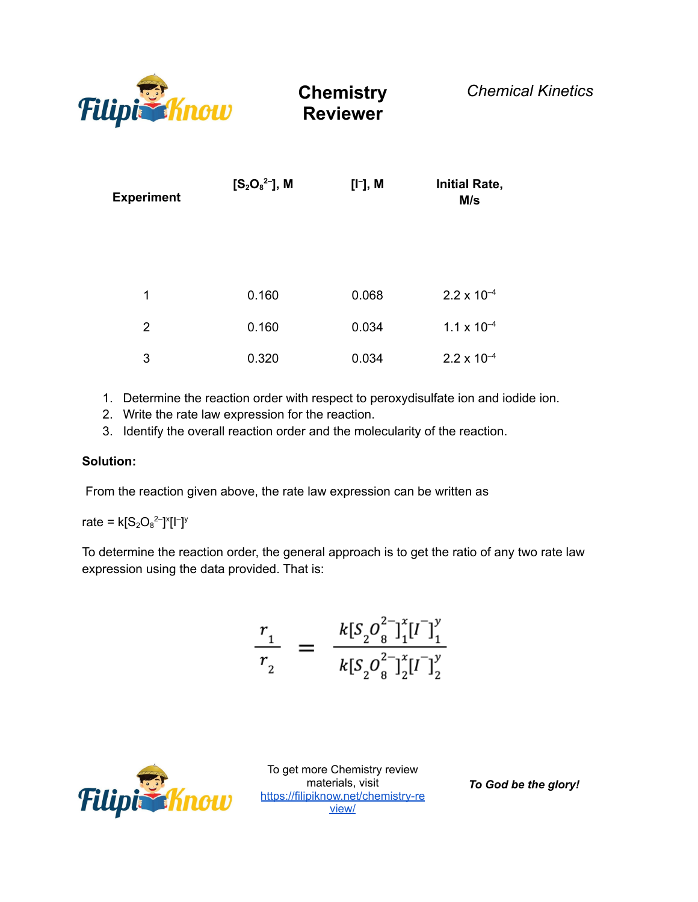| Experiment | $[S_2O_8^{2-}]$, M | $[I^-]$, M | Initial Rate, M/s |
|---|---|---|---|
| 1 | 0.160 | 0.068 | $2.2 \times 10^{-4}$ |
| 2 | 0.160 | 0.034 | $1.1 \times 10^{-4}$ |
| 3 | 0.320 | 0.034 | $2.2 \times 10^{-4}$ |

1. Determine the reaction order with respect to peroxydisulfate ion and iodide ion.
2. Write the rate law expression for the reaction.
3. Identify the overall reaction order and the molecularity of the reaction.

**Solution:**

From the reaction given above, the rate law expression can be written as

rate = $k[S_2O_8^{2-}]^x[I^-]^y$

To determine the reaction order, the general approach is to get the ratio of any two rate law expression using the data provided. That is:

$$\frac{r_1}{r_2} = \frac{k[S_2O_8^{2-}]_1^x[I^-]_1^y}{k[S_2O_8^{2-}]_2^x[I^-]_2^y}$$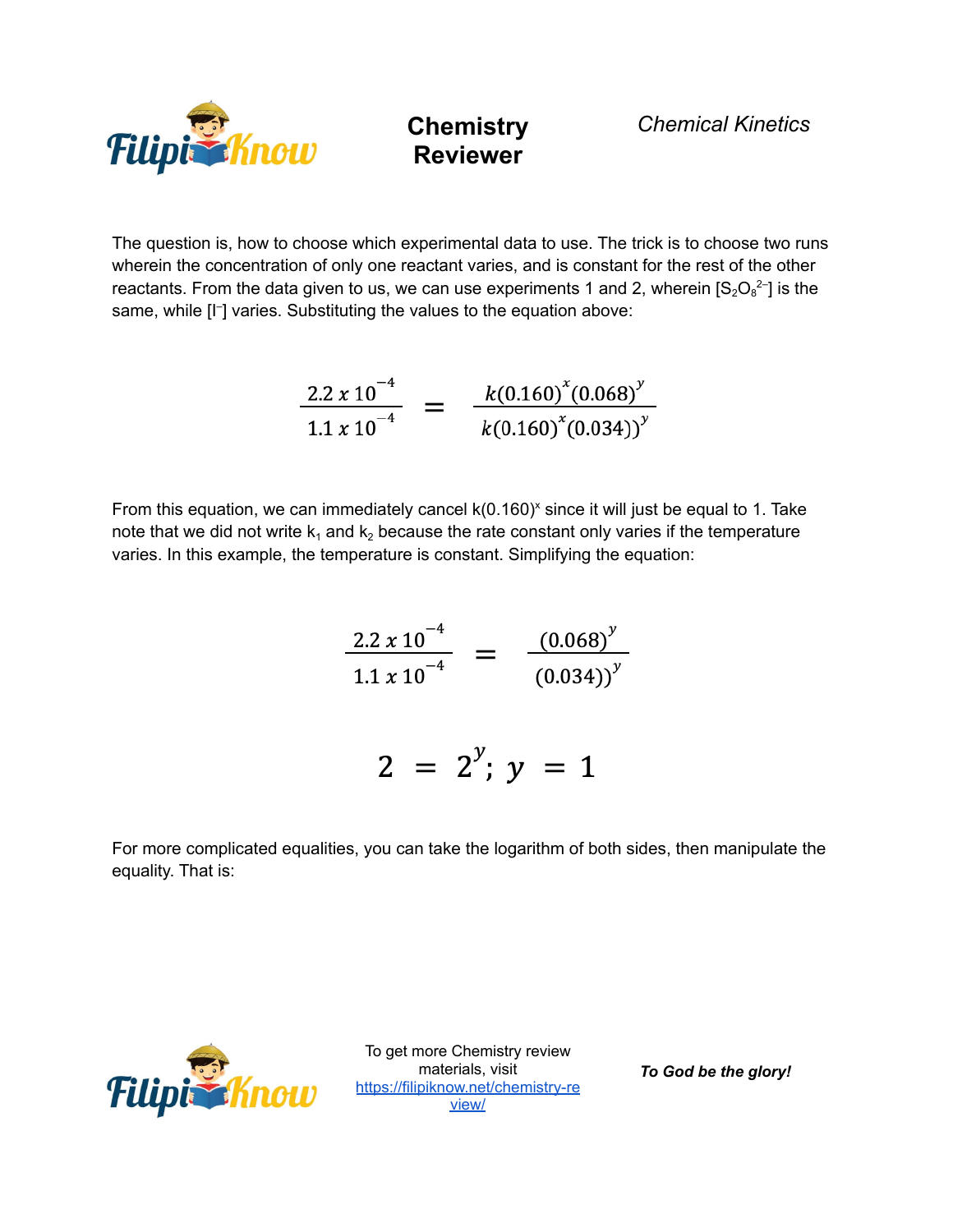The question is, how to choose which experimental data to use. The trick is to choose two runs wherein the concentration of only one reactant varies, and is constant for the rest of the other reactants. From the data given to us, we can use experiments 1 and 2, wherein $[S_2O_8^{2-}]$ is the same, while $[I^-]$ varies. Substituting the values to the equation above:

$$\frac{2.2 \times 10^{-4}}{1.1 \times 10^{-4}} = \frac{k(0.160)^x(0.068)^y}{k(0.160)^x(0.034))^y}$$

From this equation, we can immediately cancel $k(0.160)^x$ since it will just be equal to 1. Take note that we did not write $k_1$ and $k_2$ because the rate constant only varies if the temperature varies. In this example, the temperature is constant. Simplifying the equation:

$$\frac{2.2 \times 10^{-4}}{1.1 \times 10^{-4}} = \frac{(0.068)^y}{(0.034))^y}$$

$$2 = 2^y;\ y = 1$$

For more complicated equalities, you can take the logarithm of both sides, then manipulate the equality. That is: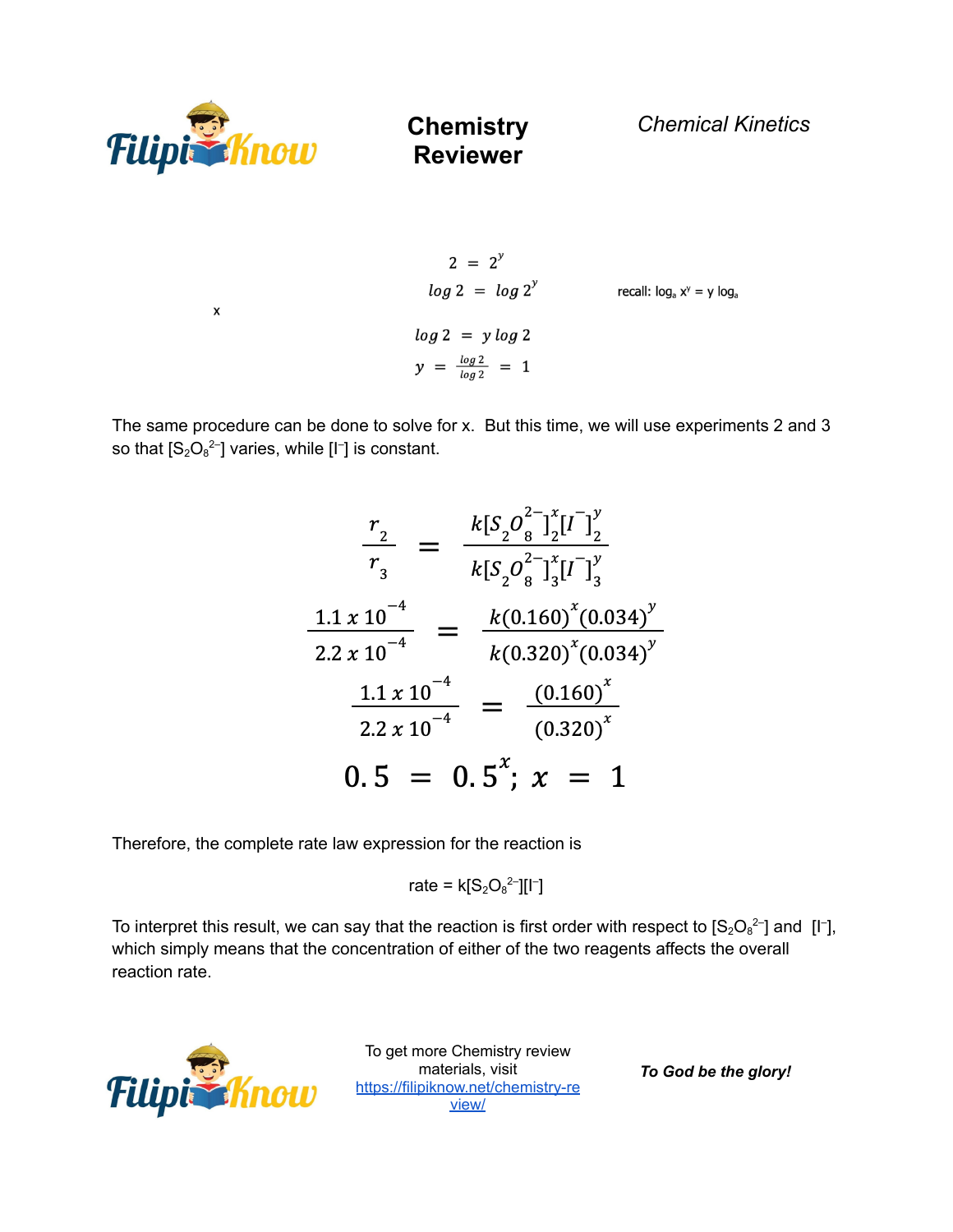$$2 = 2^y$$

$$\log 2 = \log 2^y$$

recall: $\log_a x^y = y \log_a$

x

$$\log 2 = y \log 2$$

$$y = \frac{\log 2}{\log 2} = 1$$

The same procedure can be done to solve for x. But this time, we will use experiments 2 and 3 so that $[S_2O_8^{2-}]$ varies, while $[I^-]$ is constant.

$$\frac{r_2}{r_3} = \frac{k[S_2O_8^{2-}]_2^x[I^-]_2^y}{k[S_2O_8^{2-}]_3^x[I^-]_3^y}$$

$$\frac{1.1 \times 10^{-4}}{2.2 \times 10^{-4}} = \frac{k(0.160)^x(0.034)^y}{k(0.320)^x(0.034)^y}$$

$$\frac{1.1 \times 10^{-4}}{2.2 \times 10^{-4}} = \frac{(0.160)^x}{(0.320)^x}$$

$$0.5 = 0.5^x; \; x = 1$$

Therefore, the complete rate law expression for the reaction is

rate = $k[S_2O_8^{2-}][I^-]$

To interpret this result, we can say that the reaction is first order with respect to $[S_2O_8^{2-}]$ and $[I^-]$, which simply means that the concentration of either of the two reagents affects the overall reaction rate.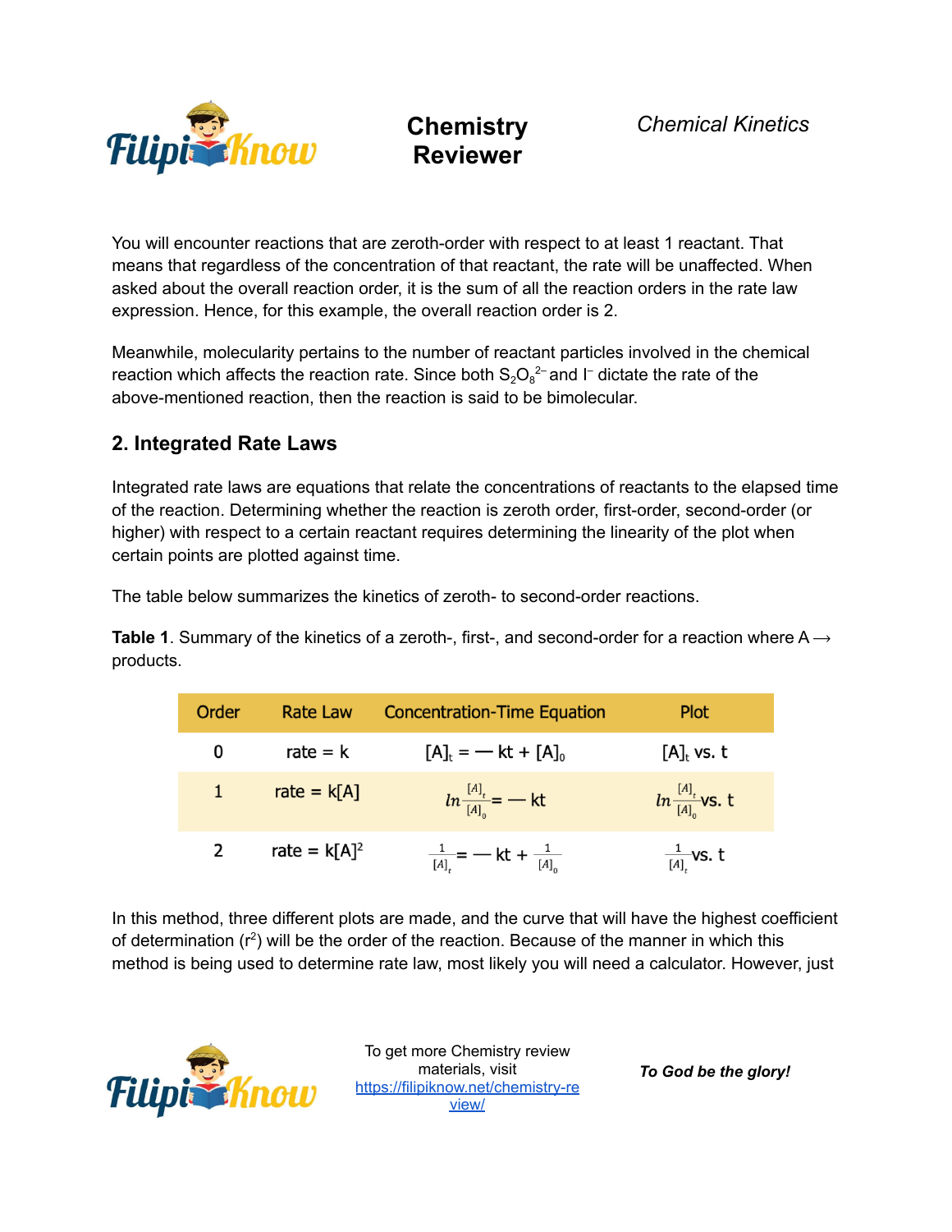You will encounter reactions that are zeroth-order with respect to at least 1 reactant. That means that regardless of the concentration of that reactant, the rate will be unaffected. When asked about the overall reaction order, it is the sum of all the reaction orders in the rate law expression. Hence, for this example, the overall reaction order is 2.

Meanwhile, molecularity pertains to the number of reactant particles involved in the chemical reaction which affects the reaction rate. Since both $S_2O_8^{2-}$ and $I^-$ dictate the rate of the above-mentioned reaction, then the reaction is said to be bimolecular.

## 2. Integrated Rate Laws

Integrated rate laws are equations that relate the concentrations of reactants to the elapsed time of the reaction. Determining whether the reaction is zeroth order, first-order, second-order (or higher) with respect to a certain reactant requires determining the linearity of the plot when certain points are plotted against time.

The table below summarizes the kinetics of zeroth- to second-order reactions.

**Table 1**. Summary of the kinetics of a zeroth-, first-, and second-order for a reaction where A ⟶ products.

| Order | Rate Law | Concentration-Time Equation | Plot |
|---|---|---|---|
| 0 | rate = k | $[A]_t = -kt + [A]_0$ | $[A]_t$ vs. t |
| 1 | rate = k[A] | $\ln\frac{[A]_t}{[A]_0} = -kt$ | $\ln\frac{[A]_t}{[A]_0}$ vs. t |
| 2 | rate = $k[A]^2$ | $\frac{1}{[A]_t} = -kt + \frac{1}{[A]_0}$ | $\frac{1}{[A]_t}$ vs. t |

In this method, three different plots are made, and the curve that will have the highest coefficient of determination ($r^2$) will be the order of the reaction. Because of the manner in which this method is being used to determine rate law, most likely you will need a calculator. However, just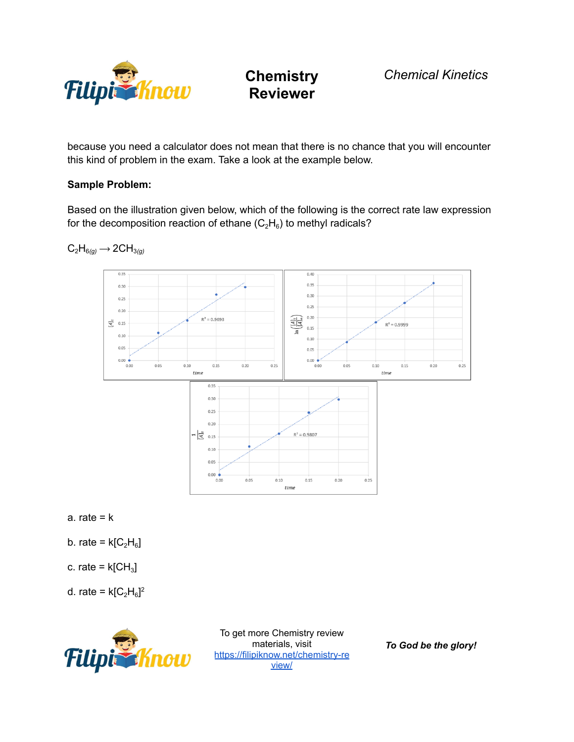because you need a calculator does not mean that there is no chance that you will encounter this kind of problem in the exam. Take a look at the example below.

**Sample Problem:**

Based on the illustration given below, which of the following is the correct rate law expression for the decomposition reaction of ethane ($C_2H_6$) to methyl radicals?

$C_2H_{6(g)} \longrightarrow 2CH_{3(g)}$

a. rate = k

b. rate = $k[C_2H_6]$

c. rate = $k[CH_3]$

d. rate = $k[C_2H_6]^2$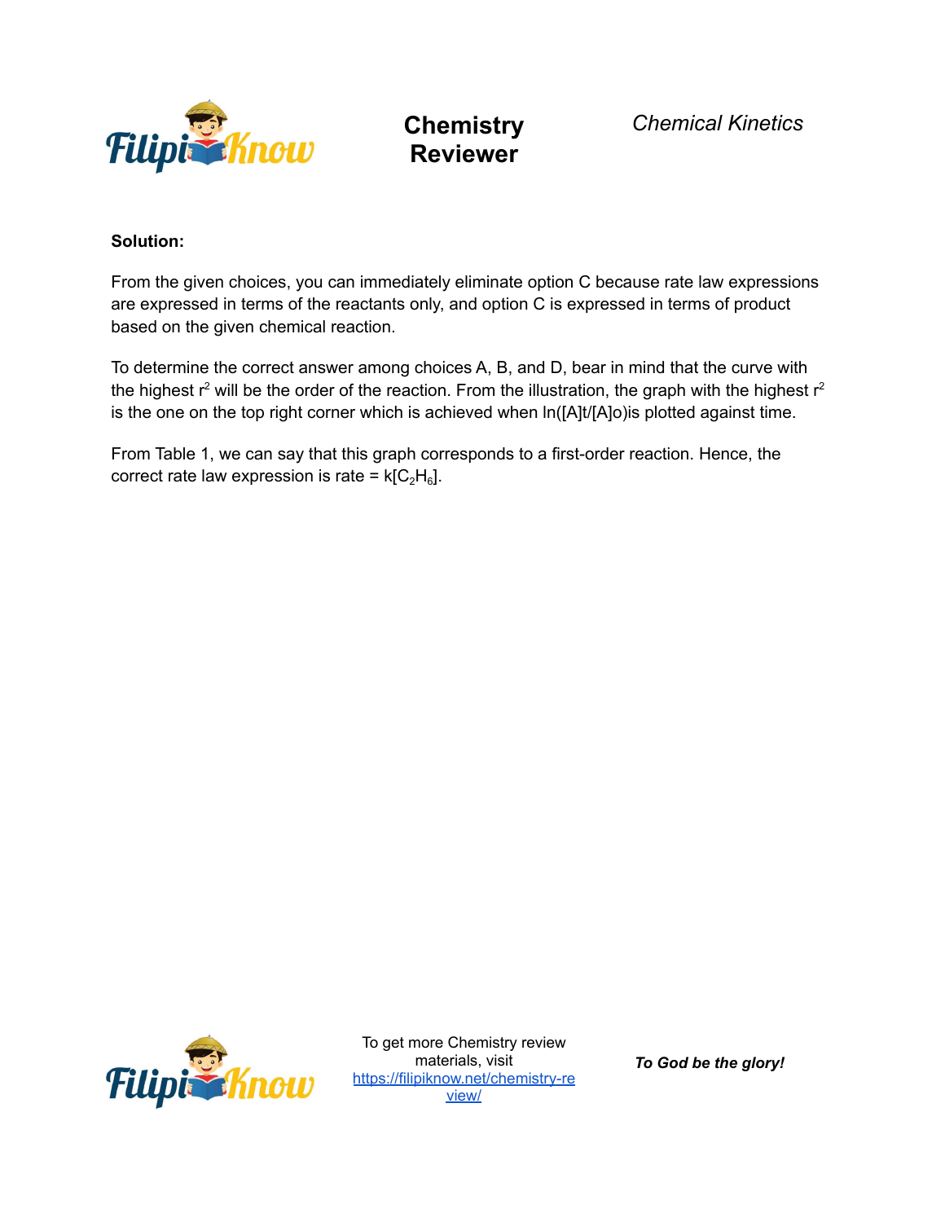**Solution:**

From the given choices, you can immediately eliminate option C because rate law expressions are expressed in terms of the reactants only, and option C is expressed in terms of product based on the given chemical reaction.

To determine the correct answer among choices A, B, and D, bear in mind that the curve with the highest $r^2$ will be the order of the reaction. From the illustration, the graph with the highest $r^2$ is the one on the top right corner which is achieved when $\ln([A]t/[A]o)$is plotted against time.

From Table 1, we can say that this graph corresponds to a first-order reaction. Hence, the correct rate law expression is rate = $k[C_2H_6]$.